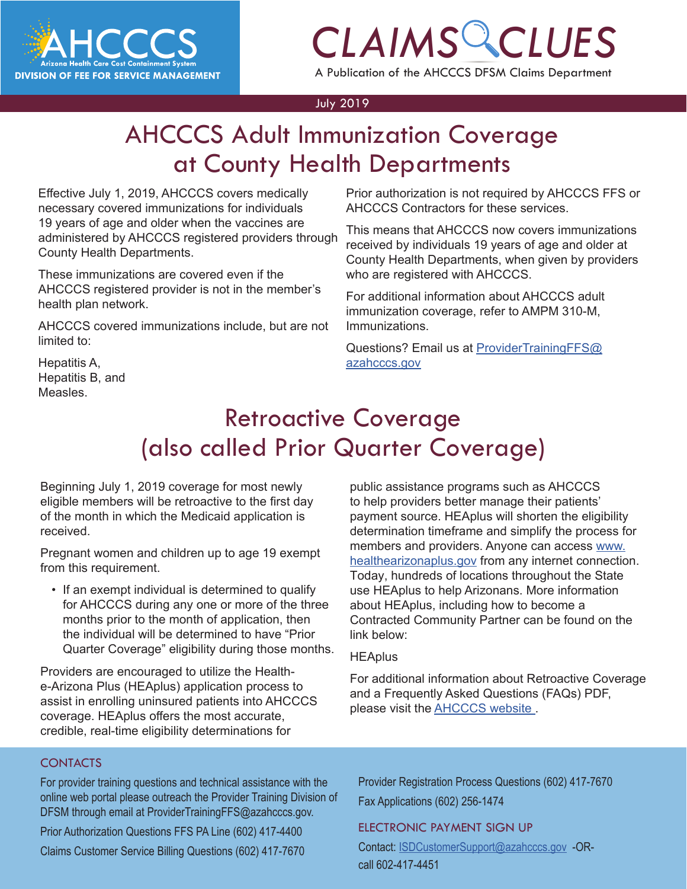AHCCCS
Arizona Health Care Cost Containment System
DIVISION OF FEE FOR SERVICE MANAGEMENT

# CLAIMS CLUES

A Publication of the AHCCCS DFSM Claims Department

July 2019

## AHCCCS Adult Immunization Coverage at County Health Departments

Effective July 1, 2019, AHCCCS covers medically necessary covered immunizations for individuals 19 years of age and older when the vaccines are administered by AHCCCS registered providers through County Health Departments.

These immunizations are covered even if the AHCCCS registered provider is not in the member's health plan network.

AHCCCS covered immunizations include, but are not limited to:

Hepatitis A,
Hepatitis B, and
Measles.

Prior authorization is not required by AHCCCS FFS or AHCCCS Contractors for these services.

This means that AHCCCS now covers immunizations received by individuals 19 years of age and older at County Health Departments, when given by providers who are registered with AHCCCS.

For additional information about AHCCCS adult immunization coverage, refer to AMPM 310-M, Immunizations.

Questions? Email us at ProviderTrainingFFS@azahcccs.gov

## Retroactive Coverage (also called Prior Quarter Coverage)

Beginning July 1, 2019 coverage for most newly eligible members will be retroactive to the first day of the month in which the Medicaid application is received.

Pregnant women and children up to age 19 exempt from this requirement.

- If an exempt individual is determined to qualify for AHCCCS during any one or more of the three months prior to the month of application, then the individual will be determined to have "Prior Quarter Coverage" eligibility during those months.

Providers are encouraged to utilize the Health-e-Arizona Plus (HEAplus) application process to assist in enrolling uninsured patients into AHCCCS coverage. HEAplus offers the most accurate, credible, real-time eligibility determinations for public assistance programs such as AHCCCS to help providers better manage their patients' payment source. HEAplus will shorten the eligibility determination timeframe and simplify the process for members and providers. Anyone can access www.healthearizonaplus.gov from any internet connection. Today, hundreds of locations throughout the State use HEAplus to help Arizonans. More information about HEAplus, including how to become a Contracted Community Partner can be found on the link below:

HEAplus

For additional information about Retroactive Coverage and a Frequently Asked Questions (FAQs) PDF, please visit the AHCCCS website .

### CONTACTS

For provider training questions and technical assistance with the online web portal please outreach the Provider Training Division of DFSM through email at ProviderTrainingFFS@azahcccs.gov.

Prior Authorization Questions FFS PA Line (602) 417-4400

Claims Customer Service Billing Questions (602) 417-7670

Provider Registration Process Questions (602) 417-7670

Fax Applications (602) 256-1474

### ELECTRONIC PAYMENT SIGN UP

Contact: ISDCustomerSupport@azahcccs.gov -OR- call 602-417-4451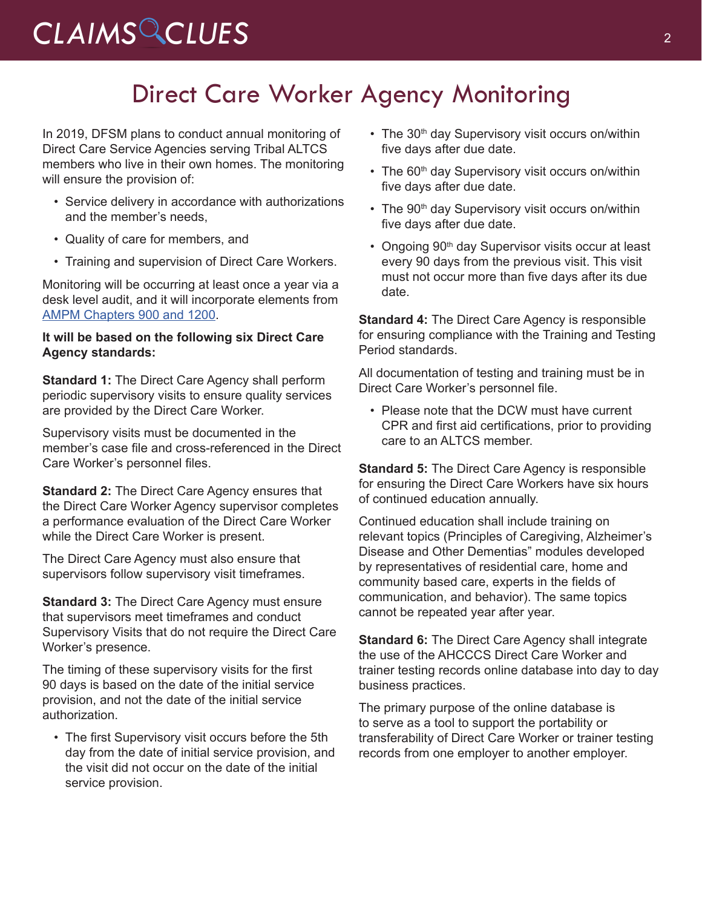# Direct Care Worker Agency Monitoring

In 2019, DFSM plans to conduct annual monitoring of Direct Care Service Agencies serving Tribal ALTCS members who live in their own homes. The monitoring will ensure the provision of:

- Service delivery in accordance with authorizations and the member's needs,
- Quality of care for members, and
- Training and supervision of Direct Care Workers.

Monitoring will be occurring at least once a year via a desk level audit, and it will incorporate elements from [AMPM Chapters 900 and 1200](AMPM Chapters 900 and 1200).

**It will be based on the following six Direct Care Agency standards:**

**Standard 1:** The Direct Care Agency shall perform periodic supervisory visits to ensure quality services are provided by the Direct Care Worker.

Supervisory visits must be documented in the member's case file and cross-referenced in the Direct Care Worker's personnel files.

**Standard 2:** The Direct Care Agency ensures that the Direct Care Worker Agency supervisor completes a performance evaluation of the Direct Care Worker while the Direct Care Worker is present.

The Direct Care Agency must also ensure that supervisors follow supervisory visit timeframes.

**Standard 3:** The Direct Care Agency must ensure that supervisors meet timeframes and conduct Supervisory Visits that do not require the Direct Care Worker's presence.

The timing of these supervisory visits for the first 90 days is based on the date of the initial service provision, and not the date of the initial service authorization.

- The first Supervisory visit occurs before the 5th day from the date of initial service provision, and the visit did not occur on the date of the initial service provision.
- The 30th day Supervisory visit occurs on/within five days after due date.
- The 60th day Supervisory visit occurs on/within five days after due date.
- The 90th day Supervisory visit occurs on/within five days after due date.
- Ongoing 90th day Supervisor visits occur at least every 90 days from the previous visit. This visit must not occur more than five days after its due date.

**Standard 4:** The Direct Care Agency is responsible for ensuring compliance with the Training and Testing Period standards.

All documentation of testing and training must be in Direct Care Worker's personnel file.

- Please note that the DCW must have current CPR and first aid certifications, prior to providing care to an ALTCS member.

**Standard 5:** The Direct Care Agency is responsible for ensuring the Direct Care Workers have six hours of continued education annually.

Continued education shall include training on relevant topics (Principles of Caregiving, Alzheimer's Disease and Other Dementias" modules developed by representatives of residential care, home and community based care, experts in the fields of communication, and behavior). The same topics cannot be repeated year after year.

**Standard 6:** The Direct Care Agency shall integrate the use of the AHCCCS Direct Care Worker and trainer testing records online database into day to day business practices.

The primary purpose of the online database is to serve as a tool to support the portability or transferability of Direct Care Worker or trainer testing records from one employer to another employer.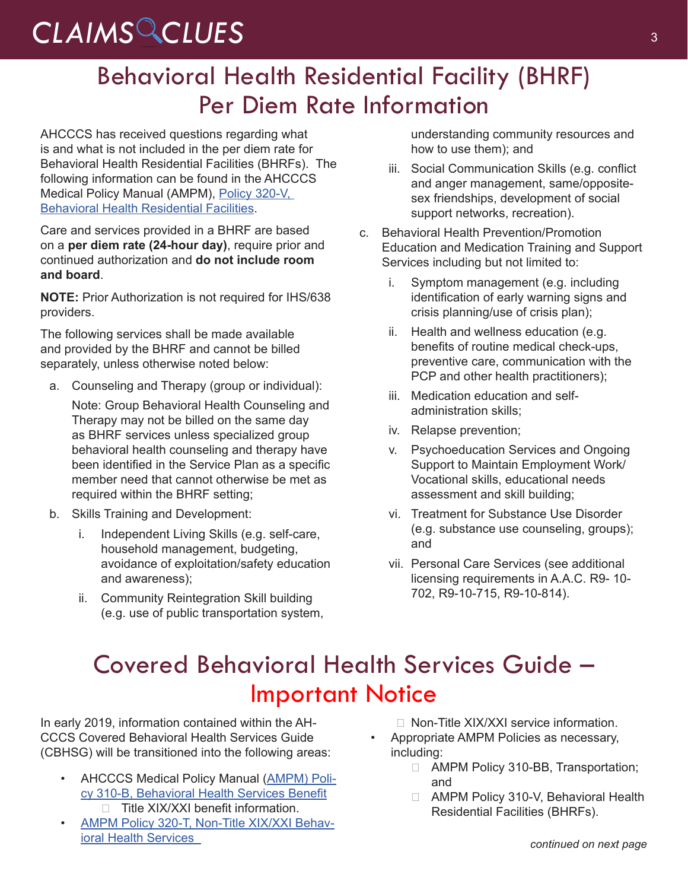# Behavioral Health Residential Facility (BHRF) Per Diem Rate Information

AHCCCS has received questions regarding what is and what is not included in the per diem rate for Behavioral Health Residential Facilities (BHRFs). The following information can be found in the AHCCCS Medical Policy Manual (AMPM), [Policy 320-V, Behavioral Health Residential Facilities](#).

Care and services provided in a BHRF are based on a **per diem rate (24-hour day)**, require prior and continued authorization and **do not include room and board**.

**NOTE:** Prior Authorization is not required for IHS/638 providers.

The following services shall be made available and provided by the BHRF and cannot be billed separately, unless otherwise noted below:

a. Counseling and Therapy (group or individual):

   Note: Group Behavioral Health Counseling and Therapy may not be billed on the same day as BHRF services unless specialized group behavioral health counseling and therapy have been identified in the Service Plan as a specific member need that cannot otherwise be met as required within the BHRF setting;

b. Skills Training and Development:

   i. Independent Living Skills (e.g. self-care, household management, budgeting, avoidance of exploitation/safety education and awareness);

   ii. Community Reintegration Skill building (e.g. use of public transportation system, understanding community resources and how to use them); and

   iii. Social Communication Skills (e.g. conflict and anger management, same/opposite-sex friendships, development of social support networks, recreation).

c. Behavioral Health Prevention/Promotion Education and Medication Training and Support Services including but not limited to:

   i. Symptom management (e.g. including identification of early warning signs and crisis planning/use of crisis plan);

   ii. Health and wellness education (e.g. benefits of routine medical check-ups, preventive care, communication with the PCP and other health practitioners);

   iii. Medication education and self-administration skills;

   iv. Relapse prevention;

   v. Psychoeducation Services and Ongoing Support to Maintain Employment Work/ Vocational skills, educational needs assessment and skill building;

   vi. Treatment for Substance Use Disorder (e.g. substance use counseling, groups); and

   vii. Personal Care Services (see additional licensing requirements in A.A.C. R9- 10-702, R9-10-715, R9-10-814).

# Covered Behavioral Health Services Guide – Important Notice

In early 2019, information contained within the AHCCCS Covered Behavioral Health Services Guide (CBHSG) will be transitioned into the following areas:

- AHCCCS Medical Policy Manual [(AMPM) Policy 310-B, Behavioral Health Services Benefit](#)
  - Title XIX/XXI benefit information.
- [AMPM Policy 320-T, Non-Title XIX/XXI Behavioral Health Services](#)
  - Non-Title XIX/XXI service information.
- Appropriate AMPM Policies as necessary, including:
  - AMPM Policy 310-BB, Transportation; and
  - AMPM Policy 310-V, Behavioral Health Residential Facilities (BHRFs).

*continued on next page*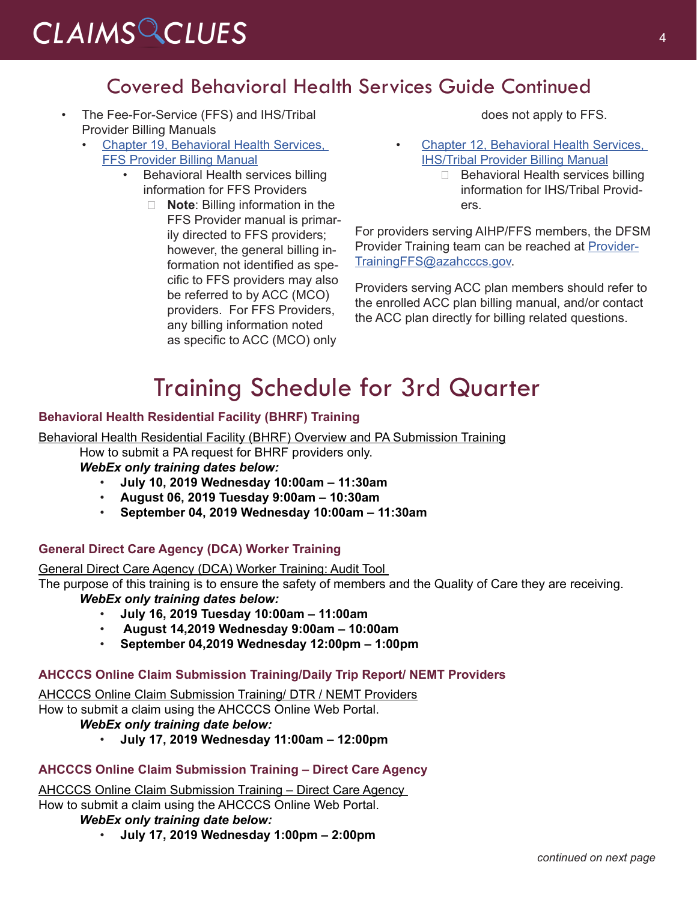## Covered Behavioral Health Services Guide Continued

- The Fee-For-Service (FFS) and IHS/Tribal Provider Billing Manuals
  - Chapter 19, Behavioral Health Services, FFS Provider Billing Manual
    - Behavioral Health services billing information for FFS Providers
      - **Note**: Billing information in the FFS Provider manual is primarily directed to FFS providers; however, the general billing information not identified as specific to FFS providers may also be referred to by ACC (MCO) providers. For FFS Providers, any billing information noted as specific to ACC (MCO) only does not apply to FFS.
  - Chapter 12, Behavioral Health Services, IHS/Tribal Provider Billing Manual
    - Behavioral Health services billing information for IHS/Tribal Providers.

For providers serving AIHP/FFS members, the DFSM Provider Training team can be reached at ProviderTrainingFFS@azahcccs.gov.

Providers serving ACC plan members should refer to the enrolled ACC plan billing manual, and/or contact the ACC plan directly for billing related questions.

## Training Schedule for 3rd Quarter

### Behavioral Health Residential Facility (BHRF) Training

Behavioral Health Residential Facility (BHRF) Overview and PA Submission Training

How to submit a PA request for BHRF providers only.

***WebEx only training dates below:***

- **July 10, 2019 Wednesday 10:00am – 11:30am**
- **August 06, 2019 Tuesday 9:00am – 10:30am**
- **September 04, 2019 Wednesday 10:00am – 11:30am**

### General Direct Care Agency (DCA) Worker Training

General Direct Care Agency (DCA) Worker Training: Audit Tool

The purpose of this training is to ensure the safety of members and the Quality of Care they are receiving.

***WebEx only training dates below:***

- **July 16, 2019 Tuesday 10:00am – 11:00am**
- **August 14,2019 Wednesday 9:00am – 10:00am**
- **September 04,2019 Wednesday 12:00pm – 1:00pm**

### AHCCCS Online Claim Submission Training/Daily Trip Report/ NEMT Providers

AHCCCS Online Claim Submission Training/ DTR / NEMT Providers

How to submit a claim using the AHCCCS Online Web Portal.

***WebEx only training date below:***

- **July 17, 2019 Wednesday 11:00am – 12:00pm**

### AHCCCS Online Claim Submission Training – Direct Care Agency

AHCCCS Online Claim Submission Training – Direct Care Agency

How to submit a claim using the AHCCCS Online Web Portal.

***WebEx only training date below:***

- **July 17, 2019 Wednesday 1:00pm – 2:00pm**

*continued on next page*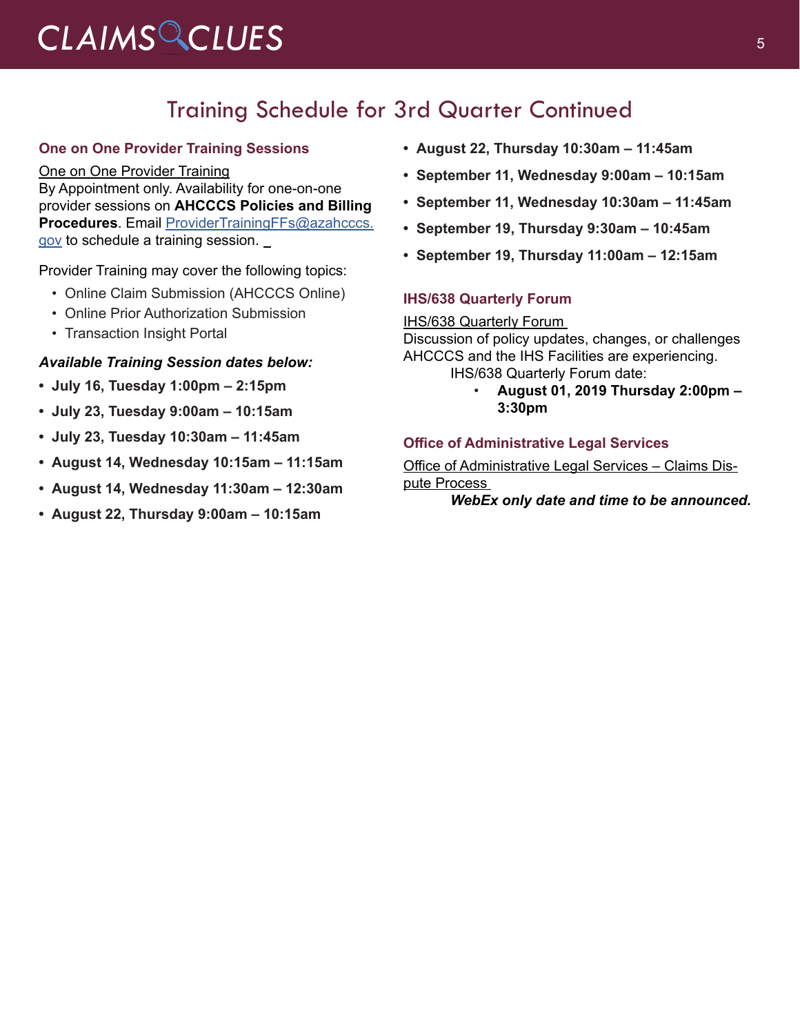## Training Schedule for 3rd Quarter Continued

### One on One Provider Training Sessions

One on One Provider Training
By Appointment only. Availability for one-on-one provider sessions on **AHCCCS Policies and Billing Procedures**. Email ProviderTrainingFFs@azahcccs.gov to schedule a training session.

Provider Training may cover the following topics:

- Online Claim Submission (AHCCCS Online)
- Online Prior Authorization Submission
- Transaction Insight Portal

***Available Training Session dates below:***

- **July 16, Tuesday 1:00pm – 2:15pm**
- **July 23, Tuesday 9:00am – 10:15am**
- **July 23, Tuesday 10:30am – 11:45am**
- **August 14, Wednesday 10:15am – 11:15am**
- **August 14, Wednesday 11:30am – 12:30am**
- **August 22, Thursday 9:00am – 10:15am**
- **August 22, Thursday 10:30am – 11:45am**
- **September 11, Wednesday 9:00am – 10:15am**
- **September 11, Wednesday 10:30am – 11:45am**
- **September 19, Thursday 9:30am – 10:45am**
- **September 19, Thursday 11:00am – 12:15am**

### IHS/638 Quarterly Forum

IHS/638 Quarterly Forum
Discussion of policy updates, changes, or challenges AHCCCS and the IHS Facilities are experiencing.

IHS/638 Quarterly Forum date:

- **August 01, 2019 Thursday 2:00pm – 3:30pm**

### Office of Administrative Legal Services

Office of Administrative Legal Services – Claims Dispute Process

***WebEx only date and time to be announced.***